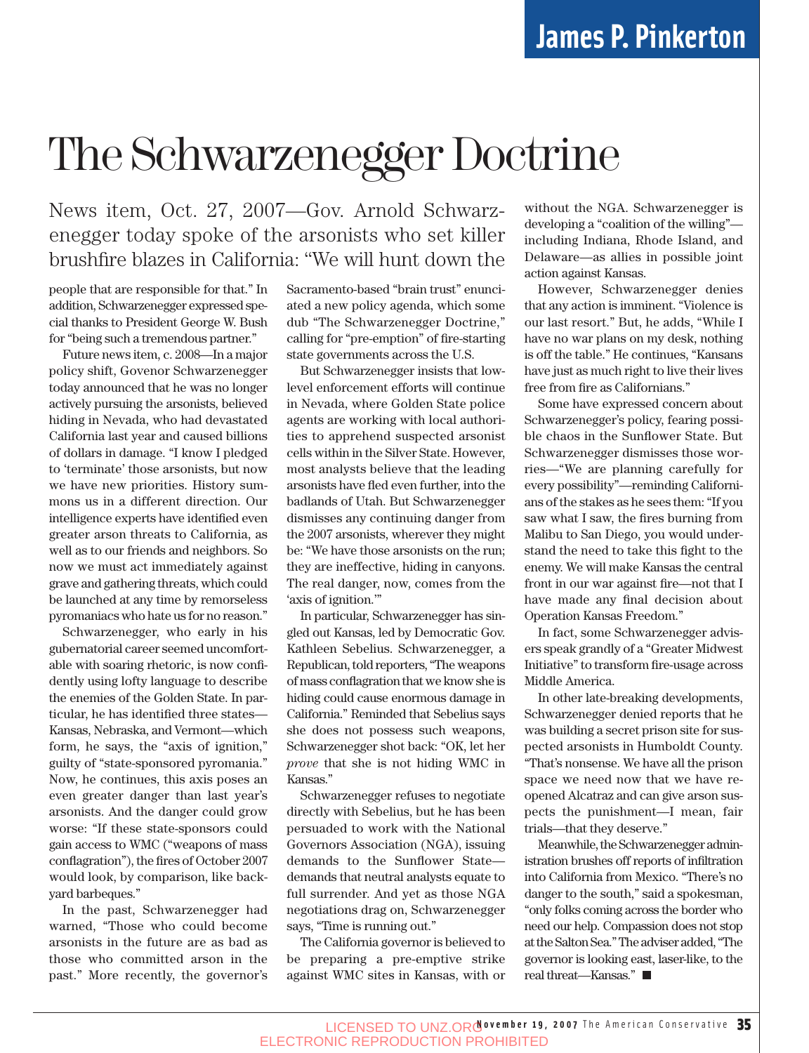James P. Pinkerton

# The Schwarzenegger Doctrine

News item, Oct. 27, 2007—Gov. Arnold Schwarzenegger today spoke of the arsonists who set killer brushfire blazes in California: "We will hunt down the people that are responsible for that." In addition, Schwarzenegger expressed special thanks to President George W. Bush for "being such a tremendous partner."

Future news item, c. 2008—In a major policy shift, Govenor Schwarzenegger today announced that he was no longer actively pursuing the arsonists, believed hiding in Nevada, who had devastated California last year and caused billions of dollars in damage. "I know I pledged to 'terminate' those arsonists, but now we have new priorities. History summons us in a different direction. Our intelligence experts have identified even greater arson threats to California, as well as to our friends and neighbors. So now we must act immediately against grave and gathering threats, which could be launched at any time by remorseless pyromaniacs who hate us for no reason."

Schwarzenegger, who early in his gubernatorial career seemed uncomfortable with soaring rhetoric, is now confidently using lofty language to describe the enemies of the Golden State. In particular, he has identified three states—Kansas, Nebraska, and Vermont—which form, he says, the "axis of ignition," guilty of "state-sponsored pyromania." Now, he continues, this axis poses an even greater danger than last year's arsonists. And the danger could grow worse: "If these state-sponsors could gain access to WMC ("weapons of mass conflagration"), the fires of October 2007 would look, by comparison, like backyard barbeques."

In the past, Schwarzenegger had warned, "Those who could become arsonists in the future are as bad as those who committed arson in the past." More recently, the governor's Sacramento-based "brain trust" enunciated a new policy agenda, which some dub "The Schwarzenegger Doctrine," calling for "pre-emption" of fire-starting state governments across the U.S.

But Schwarzenegger insists that low-level enforcement efforts will continue in Nevada, where Golden State police agents are working with local authorities to apprehend suspected arsonist cells within in the Silver State. However, most analysts believe that the leading arsonists have fled even further, into the badlands of Utah. But Schwarzenegger dismisses any continuing danger from the 2007 arsonists, wherever they might be: "We have those arsonists on the run; they are ineffective, hiding in canyons. The real danger, now, comes from the 'axis of ignition.'"

In particular, Schwarzenegger has singled out Kansas, led by Democratic Gov. Kathleen Sebelius. Schwarzenegger, a Republican, told reporters, "The weapons of mass conflagration that we know she is hiding could cause enormous damage in California." Reminded that Sebelius says she does not possess such weapons, Schwarzenegger shot back: "OK, let her *prove* that she is not hiding WMC in Kansas."

Schwarzenegger refuses to negotiate directly with Sebelius, but he has been persuaded to work with the National Governors Association (NGA), issuing demands to the Sunflower State—demands that neutral analysts equate to full surrender. And yet as those NGA negotiations drag on, Schwarzenegger says, "Time is running out."

The California governor is believed to be preparing a pre-emptive strike against WMC sites in Kansas, with or without the NGA. Schwarzenegger is developing a "coalition of the willing"—including Indiana, Rhode Island, and Delaware—as allies in possible joint action against Kansas.

However, Schwarzenegger denies that any action is imminent. "Violence is our last resort." But, he adds, "While I have no war plans on my desk, nothing is off the table." He continues, "Kansans have just as much right to live their lives free from fire as Californians."

Some have expressed concern about Schwarzenegger's policy, fearing possible chaos in the Sunflower State. But Schwarzenegger dismisses those worries—"We are planning carefully for every possibility"—reminding Californians of the stakes as he sees them: "If you saw what I saw, the fires burning from Malibu to San Diego, you would understand the need to take this fight to the enemy. We will make Kansas the central front in our war against fire—not that I have made any final decision about Operation Kansas Freedom."

In fact, some Schwarzenegger advisers speak grandly of a "Greater Midwest Initiative" to transform fire-usage across Middle America.

In other late-breaking developments, Schwarzenegger denied reports that he was building a secret prison site for suspected arsonists in Humboldt County. "That's nonsense. We have all the prison space we need now that we have reopened Alcatraz and can give arson suspects the punishment—I mean, fair trials—that they deserve."

Meanwhile, the Schwarzenegger administration brushes off reports of infiltration into California from Mexico. "There's no danger to the south," said a spokesman, "only folks coming across the border who need our help. Compassion does not stop at the Salton Sea." The adviser added, "The governor is looking east, laser-like, to the real threat—Kansas." ■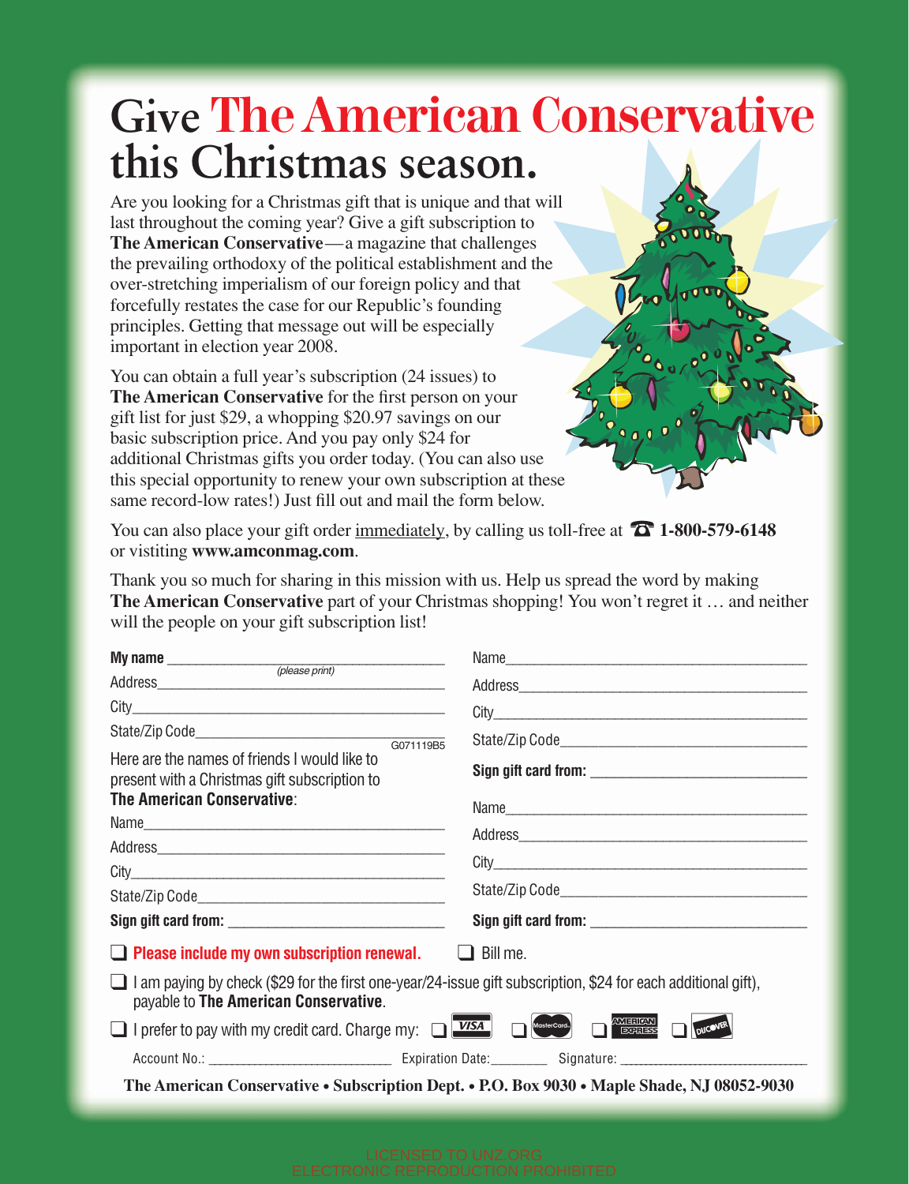# Give The American Conservative this Christmas season.

Are you looking for a Christmas gift that is unique and that will last throughout the coming year? Give a gift subscription to **The American Conservative**—a magazine that challenges the prevailing orthodoxy of the political establishment and the over-stretching imperialism of our foreign policy and that forcefully restates the case for our Republic's founding principles. Getting that message out will be especially important in election year 2008.

You can obtain a full year's subscription (24 issues) to **The American Conservative** for the first person on your gift list for just $29, a whopping $20.97 savings on our basic subscription price. And you pay only $24 for additional Christmas gifts you order today. (You can also use this special opportunity to renew your own subscription at these same record-low rates!) Just fill out and mail the form below.

You can also place your gift order immediately, by calling us toll-free at ☎ **1-800-579-6148** or vistiting **www.amconmag.com**.

Thank you so much for sharing in this mission with us. Help us spread the word by making **The American Conservative** part of your Christmas shopping! You won't regret it … and neither will the people on your gift subscription list!

**My name** ______________________________
*(please print)*

Address______________________________

City______________________________

State/Zip Code______________________________

G071119B5

Here are the names of friends I would like to present with a Christmas gift subscription to **The American Conservative**:

Name______________________________

Address______________________________

City______________________________

State/Zip Code______________________________

**Sign gift card from:** ______________________________

Name______________________________

Address______________________________

City______________________________

State/Zip Code______________________________

**Sign gift card from:** ______________________________

Name______________________________

Address______________________________

City______________________________

State/Zip Code______________________________

**Sign gift card from:** ______________________________

❑ **Please include my own subscription renewal.**   ❑ Bill me.

❑ I am paying by check ($29 for the first one-year/24-issue gift subscription, $24 for each additional gift), payable to **The American Conservative**.

❑ I prefer to pay with my credit card. Charge my: ❑ VISA ❑ MasterCard ❑ American Express ❑ Discover

Account No.: ______________ Expiration Date:________ Signature: ______________

**The American Conservative • Subscription Dept. • P.O. Box 9030 • Maple Shade, NJ 08052-9030**